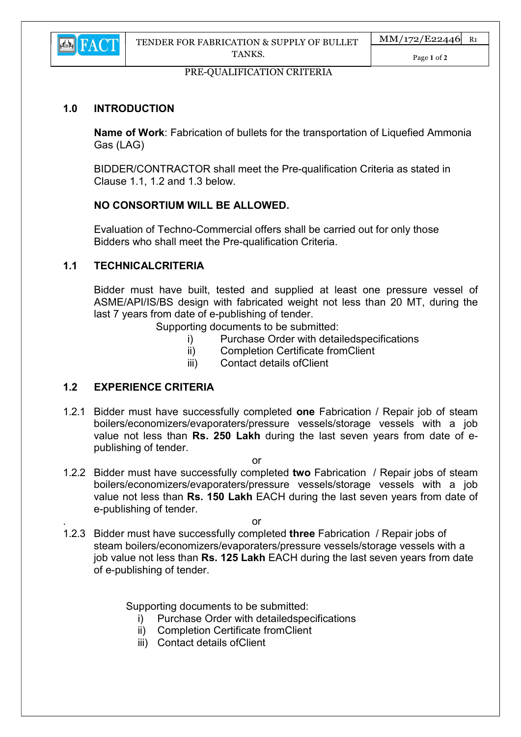PRE-QUALIFICATION CRITERIA

## 1.0 INTRODUCTION

**Name of Work**: Fabrication of bullets for the transportation of Liquefied Ammonia Gas (LAG)

BIDDER/CONTRACTOR shall meet the Pre-qualification Criteria as stated in Clause 1.1, 1.2 and 1.3 below.

**NO CONSORTIUM WILL BE ALLOWED.**

Evaluation of Techno-Commercial offers shall be carried out for only those Bidders who shall meet the Pre-qualification Criteria.

## 1.1 TECHNICALCRITERIA

Bidder must have built, tested and supplied at least one pressure vessel of ASME/API/IS/BS design with fabricated weight not less than 20 MT, during the last 7 years from date of e-publishing of tender.

Supporting documents to be submitted:

- i) Purchase Order with detailedspecifications
- ii) Completion Certificate fromClient
- iii) Contact details ofClient

## 1.2 EXPERIENCE CRITERIA

1.2.1 Bidder must have successfully completed **one** Fabrication / Repair job of steam boilers/economizers/evaporaters/pressure vessels/storage vessels with a job value not less than **Rs. 250 Lakh** during the last seven years from date of e-publishing of tender.

or

1.2.2 Bidder must have successfully completed **two** Fabrication / Repair jobs of steam boilers/economizers/evaporaters/pressure vessels/storage vessels with a job value not less than **Rs. 150 Lakh** EACH during the last seven years from date of e-publishing of tender.

or

1.2.3 Bidder must have successfully completed **three** Fabrication / Repair jobs of steam boilers/economizers/evaporaters/pressure vessels/storage vessels with a job value not less than **Rs. 125 Lakh** EACH during the last seven years from date of e-publishing of tender.

Supporting documents to be submitted:

- i) Purchase Order with detailedspecifications
- ii) Completion Certificate fromClient
- iii) Contact details ofClient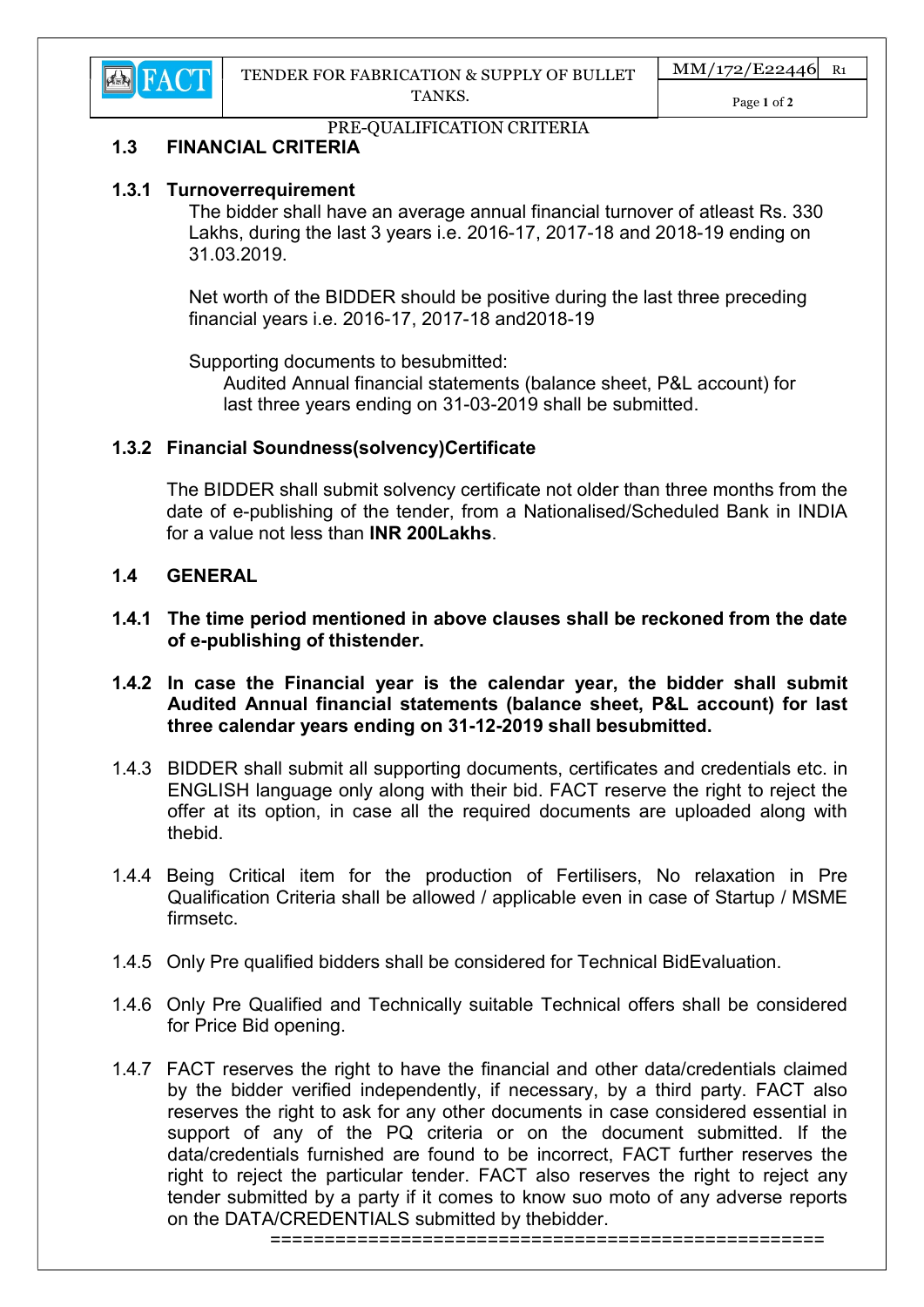PRE-QUALIFICATION CRITERIA

## 1.3 FINANCIAL CRITERIA

### 1.3.1 Turnoverrequirement

The bidder shall have an average annual financial turnover of atleast Rs. 330 Lakhs, during the last 3 years i.e. 2016-17, 2017-18 and 2018-19 ending on 31.03.2019.

Net worth of the BIDDER should be positive during the last three preceding financial years i.e. 2016-17, 2017-18 and2018-19

Supporting documents to besubmitted:

Audited Annual financial statements (balance sheet, P&L account) for last three years ending on 31-03-2019 shall be submitted.

### 1.3.2 Financial Soundness(solvency)Certificate

The BIDDER shall submit solvency certificate not older than three months from the date of e-publishing of the tender, from a Nationalised/Scheduled Bank in INDIA for a value not less than **INR 200Lakhs**.

## 1.4 GENERAL

**1.4.1 The time period mentioned in above clauses shall be reckoned from the date of e-publishing of thistender.**

**1.4.2 In case the Financial year is the calendar year, the bidder shall submit Audited Annual financial statements (balance sheet, P&L account) for last three calendar years ending on 31-12-2019 shall besubmitted.**

1.4.3 BIDDER shall submit all supporting documents, certificates and credentials etc. in ENGLISH language only along with their bid. FACT reserve the right to reject the offer at its option, in case all the required documents are uploaded along with thebid.

1.4.4 Being Critical item for the production of Fertilisers, No relaxation in Pre Qualification Criteria shall be allowed / applicable even in case of Startup / MSME firmsetc.

1.4.5 Only Pre qualified bidders shall be considered for Technical BidEvaluation.

1.4.6 Only Pre Qualified and Technically suitable Technical offers shall be considered for Price Bid opening.

1.4.7 FACT reserves the right to have the financial and other data/credentials claimed by the bidder verified independently, if necessary, by a third party. FACT also reserves the right to ask for any other documents in case considered essential in support of any of the PQ criteria or on the document submitted. If the data/credentials furnished are found to be incorrect, FACT further reserves the right to reject the particular tender. FACT also reserves the right to reject any tender submitted by a party if it comes to know suo moto of any adverse reports on the DATA/CREDENTIALS submitted by thebidder.

==================================================